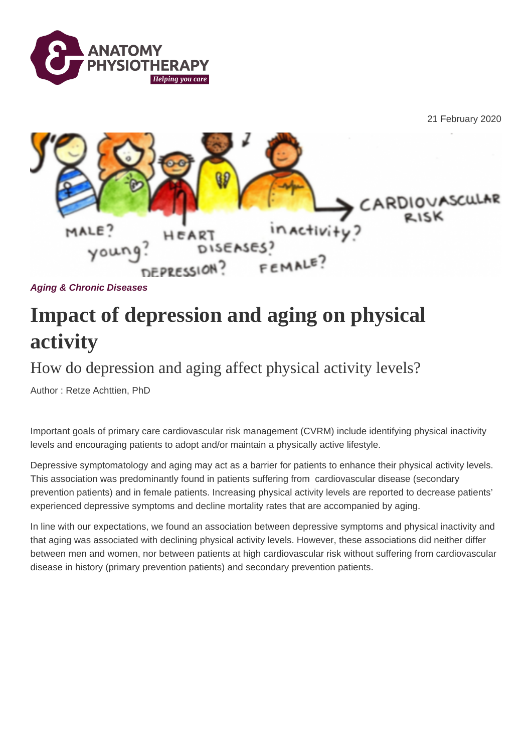21 February 2020

*Aging & Chronic Diseases*

# Impact of depression and aging on physical activity

## How do depression and aging affect physical activity levels?

Author : Retze Achttien, PhD

Important goals of primary care cardiovascular risk management (CVRM) include identifying physical inactivity levels and encouraging patients to adopt and/or maintain a physically active lifestyle.

Depressive symptomatology and aging may act as a barrier for patients to enhance their physical activity levels. This association was predominantly found in patients suffering from cardiovascular disease (secondary prevention patients) and in female patients. Increasing physical activity levels are reported to decrease patients' experienced depressive symptoms and decline mortality rates that are accompanied by aging.

In line with our expectations, we found an association between depressive symptoms and physical inactivity and that aging was associated with declining physical activity levels. However, these associations did neither differ between men and women, nor between patients at high cardiovascular risk without suffering from cardiovascular disease in history (primary prevention patients) and secondary prevention patients.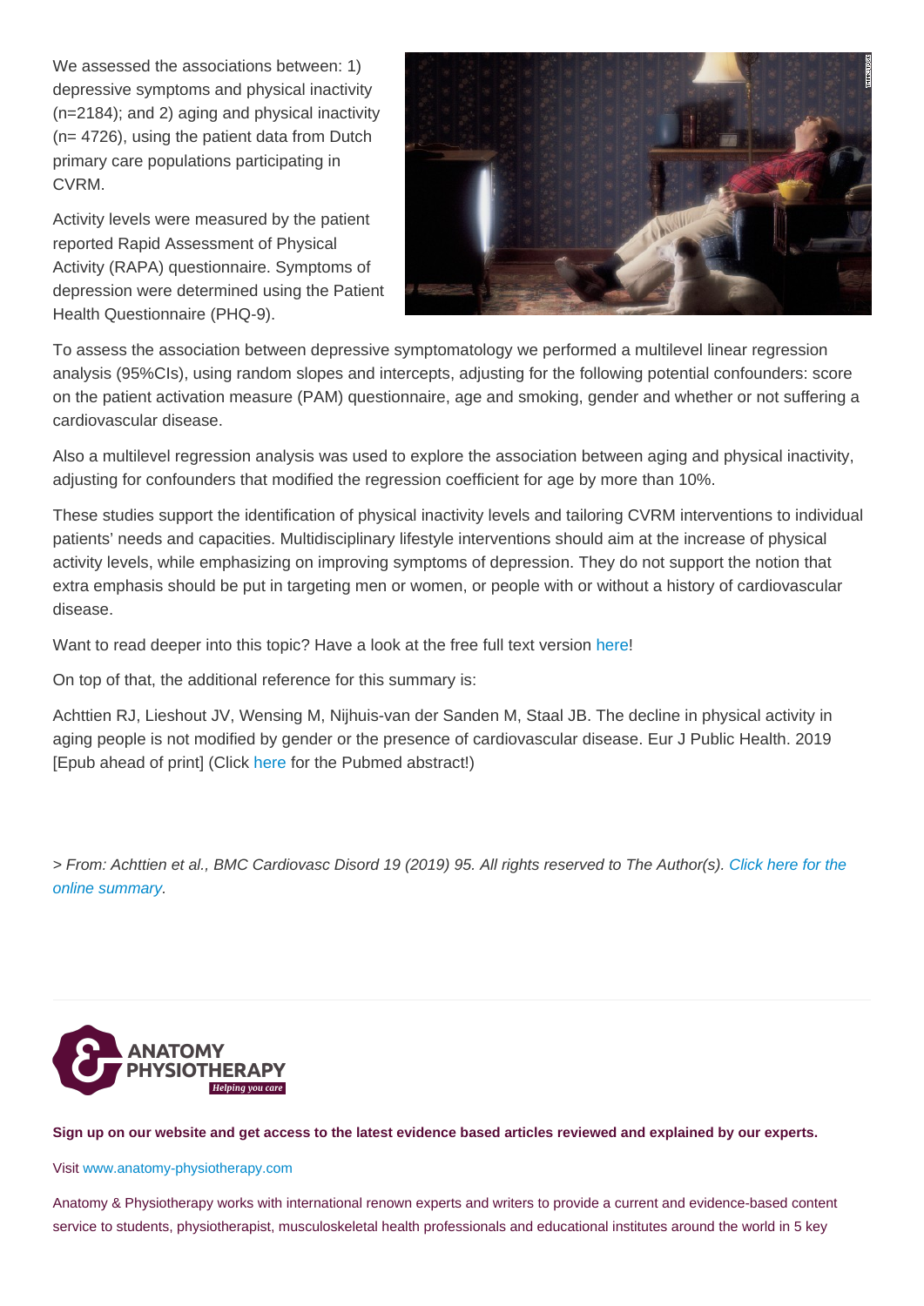We assessed the associations between: 1) depressive symptoms and physical inactivity (n=2184); and 2) aging and physical inactivity (n= 4726), using the patient data from Dutch primary care populations participating in CVRM.

Activity levels were measured by the patient reported Rapid Assessment of Physical Activity (RAPA) questionnaire. Symptoms of depression were determined using the Patient Health Questionnaire (PHQ-9).

To assess the association between depressive symptomatology we performed a multilevel linear regression analysis (95%CIs), using random slopes and intercepts, adjusting for the following potential confounders: score on the patient activation measure (PAM) questionnaire, age and smoking, gender and whether or not suffering a cardiovascular disease.

Also a multilevel regression analysis was used to explore the association between aging and physical inactivity, adjusting for confounders that modified the regression coefficient for age by more than 10%.

These studies support the identification of physical inactivity levels and tailoring CVRM interventions to individual patients' needs and capacities. Multidisciplinary lifestyle interventions should aim at the increase of physical activity levels, while emphasizing on improving symptoms of depression. They do not support the notion that extra emphasis should be put in targeting men or women, or people with or without a history of cardiovascular disease.

Want to read deeper into this topic? Have a look at the free full text version here!

On top of that, the additional reference for this summary is:

Achttien RJ, Lieshout JV, Wensing M, Nijhuis-van der Sanden M, Staal JB. The decline in physical activity in aging people is not modified by gender or the presence of cardiovascular disease. Eur J Public Health. 2019 [Epub ahead of print] (Click here for the Pubmed abstract!)

> *From: Achttien et al., BMC Cardiovasc Disord 19 (2019) 95. All rights reserved to The Author(s). Click here for the online summary.*

ANATOMY PHYSIOTHERAPY *Helping you care*

**Sign up on our website and get access to the latest evidence based articles reviewed and explained by our experts.**

Visit www.anatomy-physiotherapy.com

Anatomy & Physiotherapy works with international renown experts and writers to provide a current and evidence-based content service to students, physiotherapist, musculoskeletal health professionals and educational institutes around the world in 5 key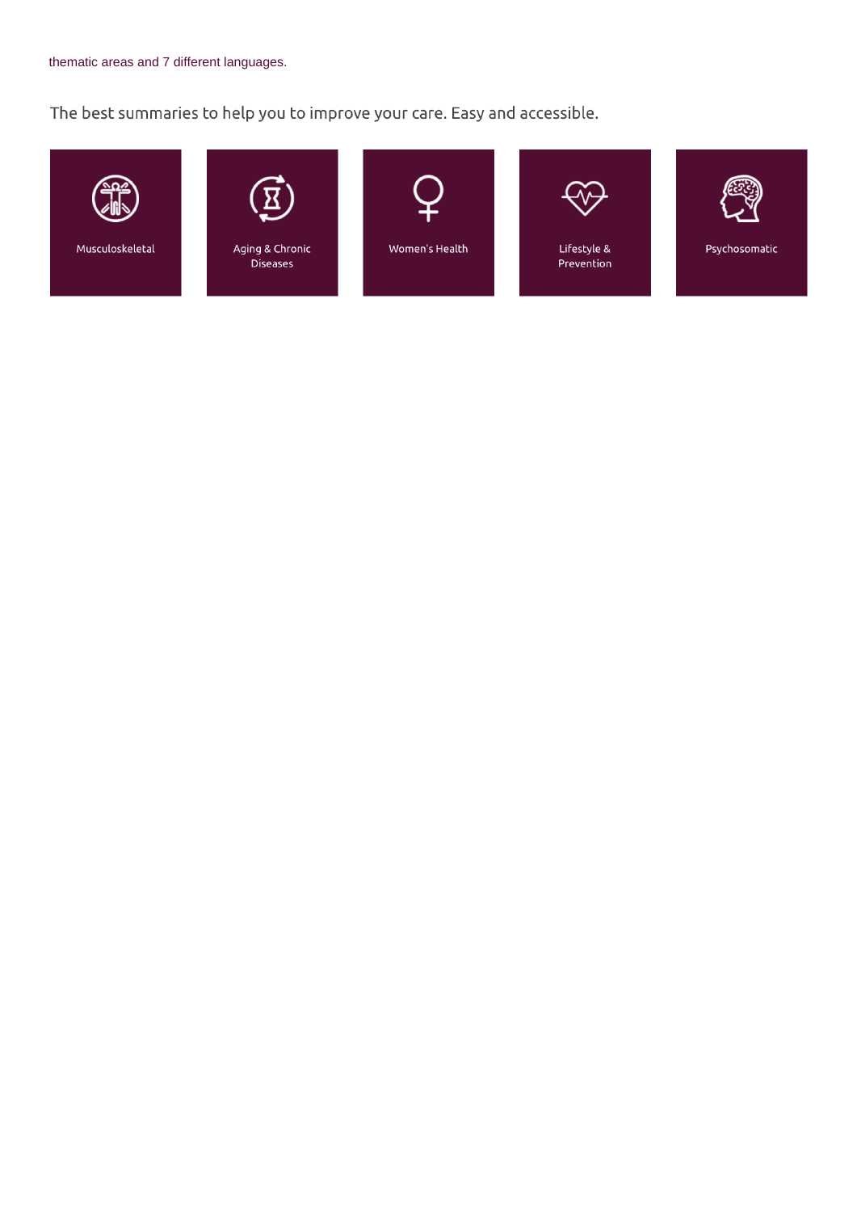thematic areas and 7 different languages.

The best summaries to help you to improve your care. Easy and accessible.

Musculoskeletal

Aging & Chronic Diseases

Women's Health

Lifestyle & Prevention

Psychosomatic